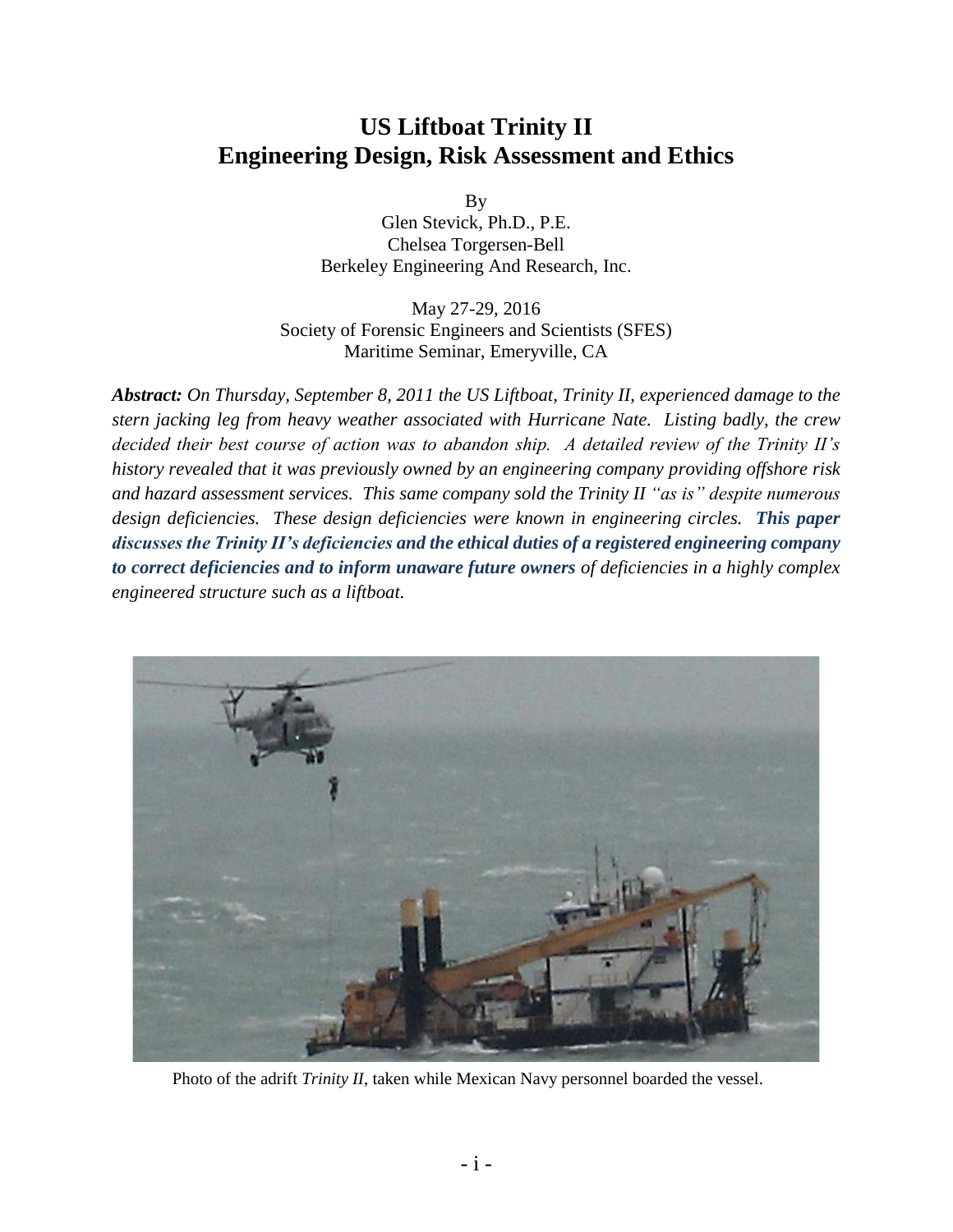# US Liftboat Trinity II
# Engineering Design, Risk Assessment and Ethics

By

Glen Stevick, Ph.D., P.E.
Chelsea Torgersen-Bell
Berkeley Engineering And Research, Inc.

May 27-29, 2016
Society of Forensic Engineers and Scientists (SFES)
Maritime Seminar, Emeryville, CA

***Abstract:*** *On Thursday, September 8, 2011 the US Liftboat, Trinity II, experienced damage to the stern jacking leg from heavy weather associated with Hurricane Nate. Listing badly, the crew decided their best course of action was to abandon ship. A detailed review of the Trinity II's history revealed that it was previously owned by an engineering company providing offshore risk and hazard assessment services. This same company sold the Trinity II "as is" despite numerous design deficiencies. These design deficiencies were known in engineering circles.* ***This paper discusses the Trinity II's deficiencies and the ethical duties of a registered engineering company to correct deficiencies and to inform unaware future owners*** *of deficiencies in a highly complex engineered structure such as a liftboat.*

Photo of the adrift *Trinity II*, taken while Mexican Navy personnel boarded the vessel.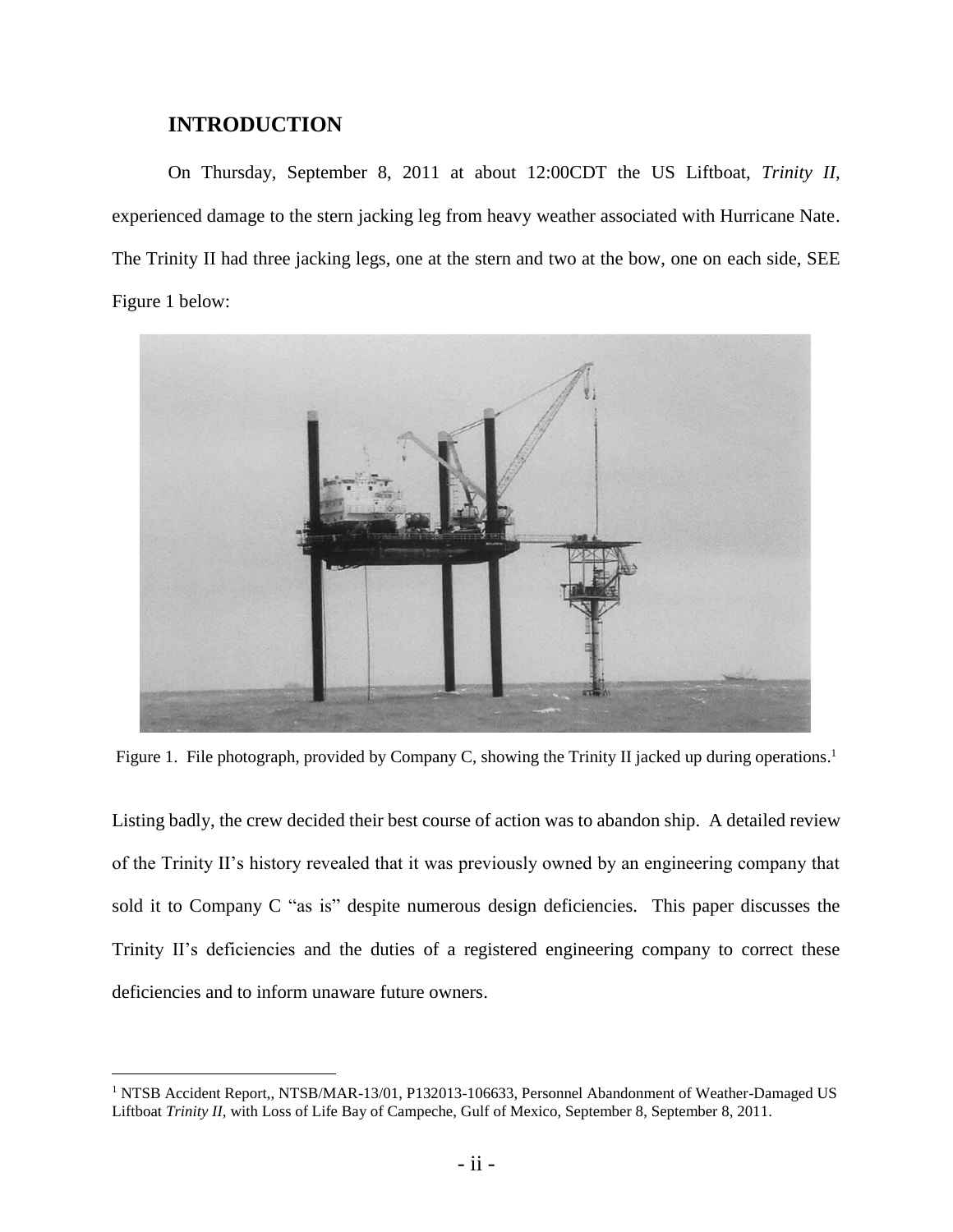## INTRODUCTION

On Thursday, September 8, 2011 at about 12:00CDT the US Liftboat, *Trinity II*, experienced damage to the stern jacking leg from heavy weather associated with Hurricane Nate. The Trinity II had three jacking legs, one at the stern and two at the bow, one on each side, SEE Figure 1 below:

Figure 1. File photograph, provided by Company C, showing the Trinity II jacked up during operations.[1]

Listing badly, the crew decided their best course of action was to abandon ship. A detailed review of the Trinity II's history revealed that it was previously owned by an engineering company that sold it to Company C "as is" despite numerous design deficiencies. This paper discusses the Trinity II's deficiencies and the duties of a registered engineering company to correct these deficiencies and to inform unaware future owners.

[1] NTSB Accident Report,, NTSB/MAR-13/01, P132013-106633, Personnel Abandonment of Weather-Damaged US Liftboat *Trinity II,* with Loss of Life Bay of Campeche, Gulf of Mexico, September 8, September 8, 2011.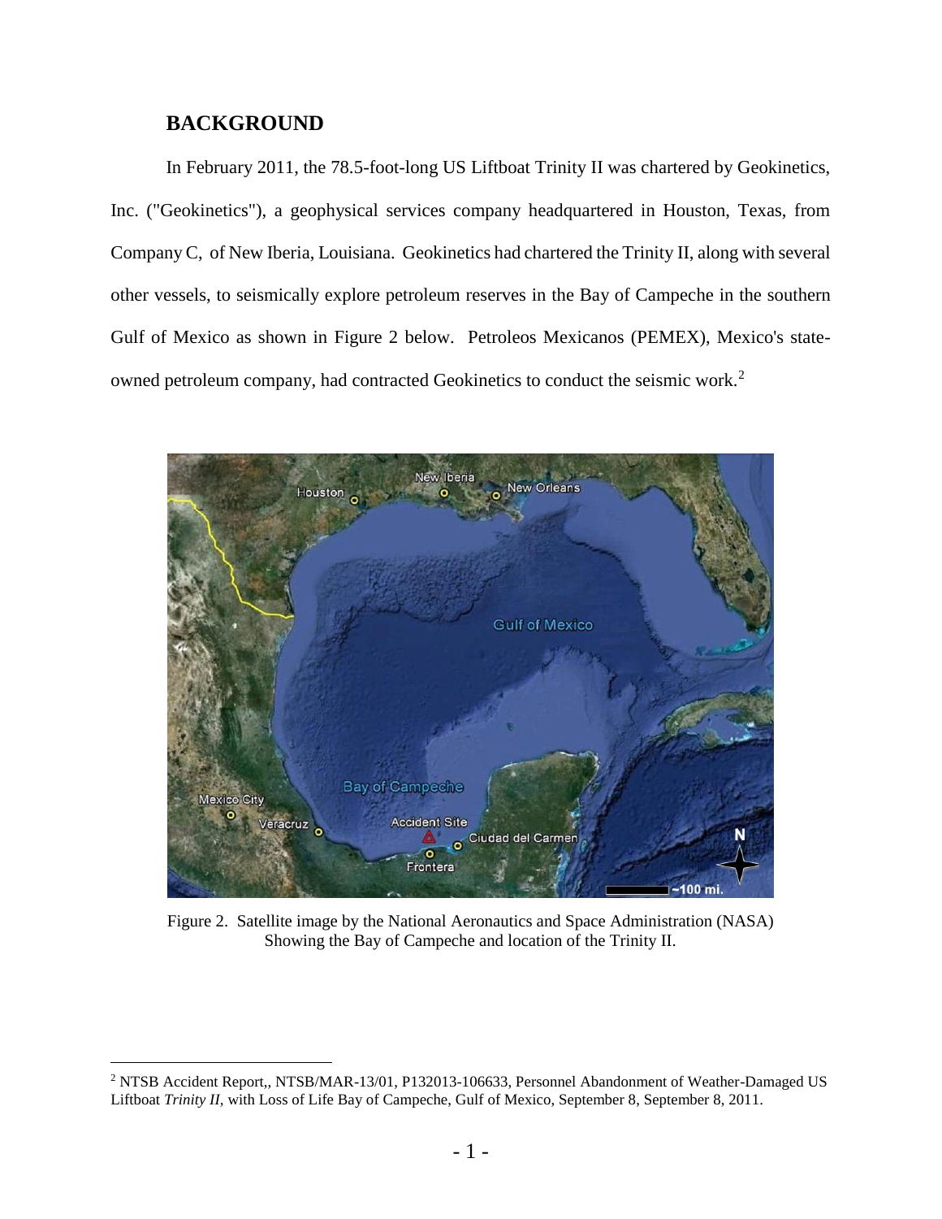## BACKGROUND

In February 2011, the 78.5-foot-long US Liftboat Trinity II was chartered by Geokinetics, Inc. ("Geokinetics"), a geophysical services company headquartered in Houston, Texas, from Company C, of New Iberia, Louisiana. Geokinetics had chartered the Trinity II, along with several other vessels, to seismically explore petroleum reserves in the Bay of Campeche in the southern Gulf of Mexico as shown in Figure 2 below. Petroleos Mexicanos (PEMEX), Mexico's state-owned petroleum company, had contracted Geokinetics to conduct the seismic work.[2]

Figure 2. Satellite image by the National Aeronautics and Space Administration (NASA) Showing the Bay of Campeche and location of the Trinity II.

---

[2] NTSB Accident Report,, NTSB/MAR-13/01, P132013-106633, Personnel Abandonment of Weather-Damaged US Liftboat *Trinity II,* with Loss of Life Bay of Campeche, Gulf of Mexico, September 8, September 8, 2011.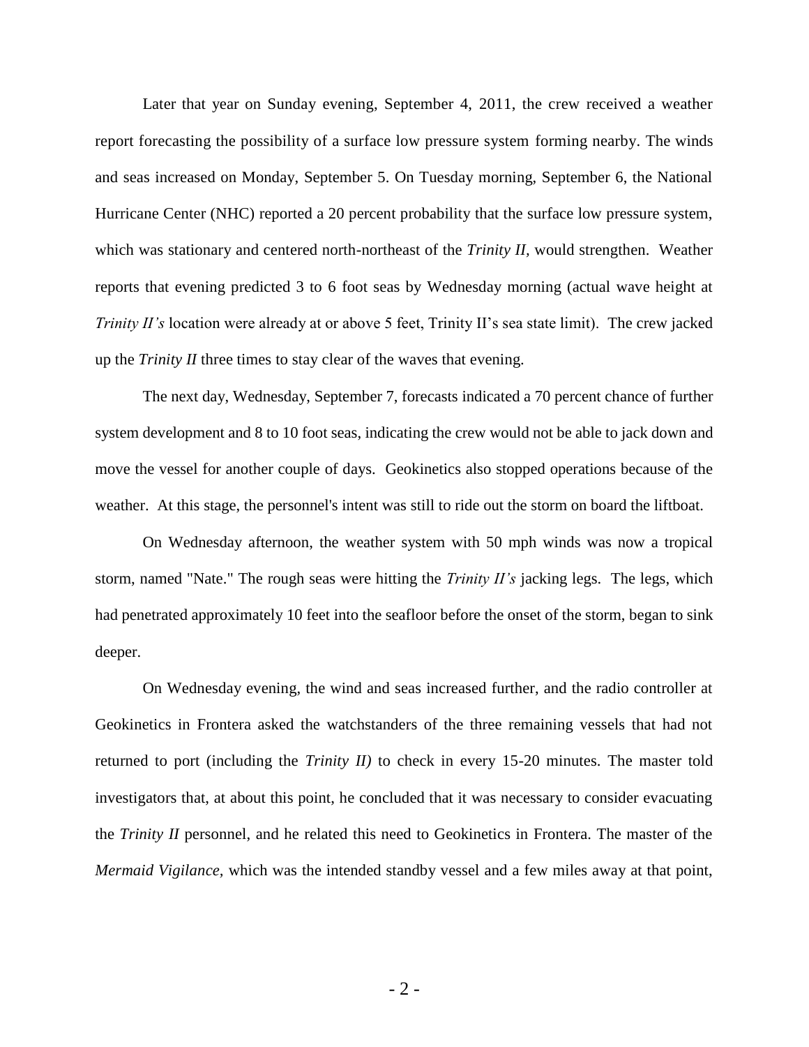Later that year on Sunday evening, September 4, 2011, the crew received a weather report forecasting the possibility of a surface low pressure system forming nearby. The winds and seas increased on Monday, September 5. On Tuesday morning, September 6, the National Hurricane Center (NHC) reported a 20 percent probability that the surface low pressure system, which was stationary and centered north-northeast of the *Trinity II*, would strengthen. Weather reports that evening predicted 3 to 6 foot seas by Wednesday morning (actual wave height at *Trinity II's* location were already at or above 5 feet, Trinity II's sea state limit). The crew jacked up the *Trinity II* three times to stay clear of the waves that evening.

The next day, Wednesday, September 7, forecasts indicated a 70 percent chance of further system development and 8 to 10 foot seas, indicating the crew would not be able to jack down and move the vessel for another couple of days. Geokinetics also stopped operations because of the weather. At this stage, the personnel's intent was still to ride out the storm on board the liftboat.

On Wednesday afternoon, the weather system with 50 mph winds was now a tropical storm, named "Nate." The rough seas were hitting the *Trinity II's* jacking legs. The legs, which had penetrated approximately 10 feet into the seafloor before the onset of the storm, began to sink deeper.

On Wednesday evening, the wind and seas increased further, and the radio controller at Geokinetics in Frontera asked the watchstanders of the three remaining vessels that had not returned to port (including the *Trinity II)* to check in every 15-20 minutes. The master told investigators that, at about this point, he concluded that it was necessary to consider evacuating the *Trinity II* personnel, and he related this need to Geokinetics in Frontera. The master of the *Mermaid Vigilance,* which was the intended standby vessel and a few miles away at that point,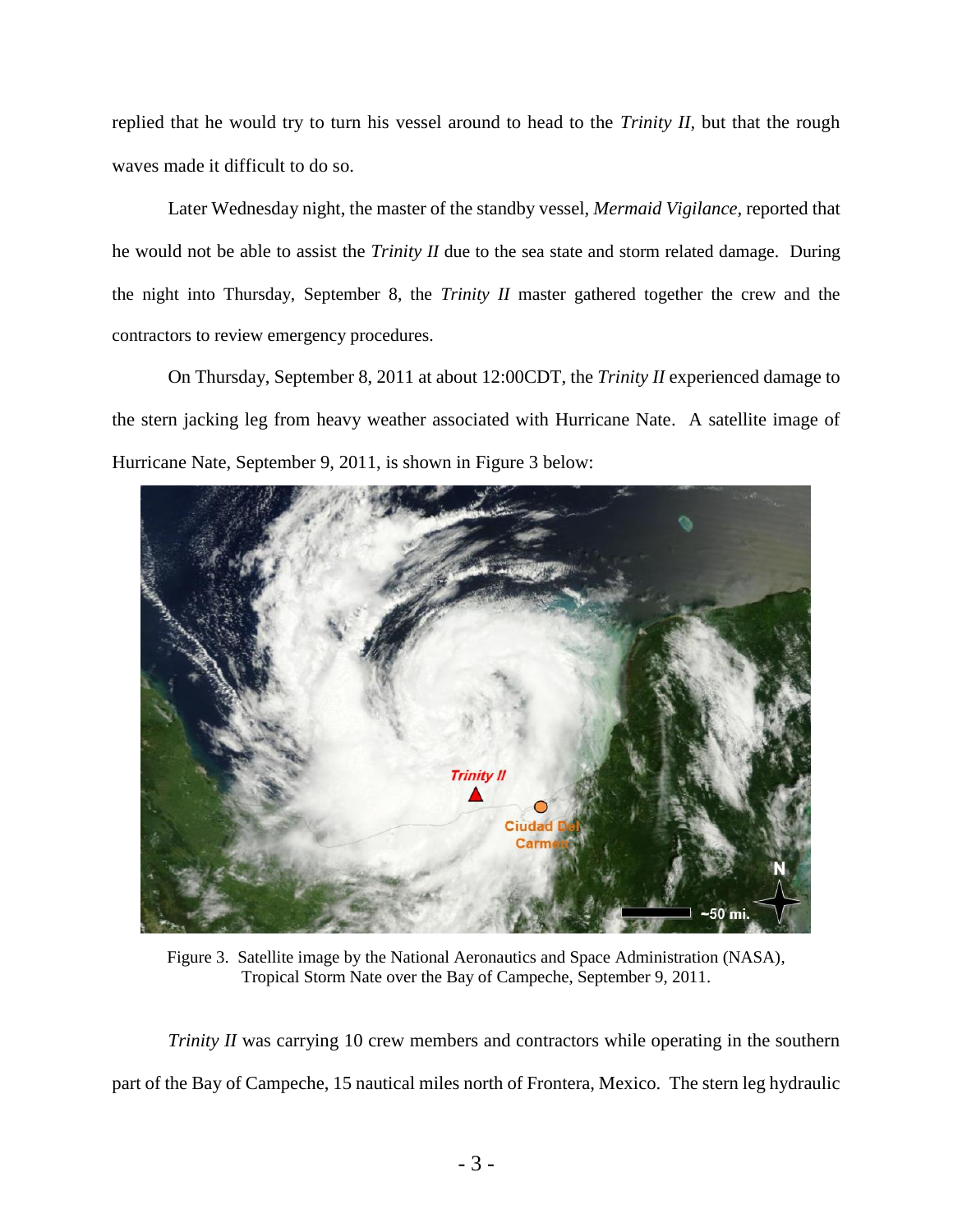replied that he would try to turn his vessel around to head to the *Trinity II*, but that the rough waves made it difficult to do so.

Later Wednesday night, the master of the standby vessel, *Mermaid Vigilance*, reported that he would not be able to assist the *Trinity II* due to the sea state and storm related damage. During the night into Thursday, September 8, the *Trinity II* master gathered together the crew and the contractors to review emergency procedures.

On Thursday, September 8, 2011 at about 12:00CDT, the *Trinity II* experienced damage to the stern jacking leg from heavy weather associated with Hurricane Nate. A satellite image of Hurricane Nate, September 9, 2011, is shown in Figure 3 below:

Figure 3. Satellite image by the National Aeronautics and Space Administration (NASA), Tropical Storm Nate over the Bay of Campeche, September 9, 2011.

*Trinity II* was carrying 10 crew members and contractors while operating in the southern part of the Bay of Campeche, 15 nautical miles north of Frontera, Mexico. The stern leg hydraulic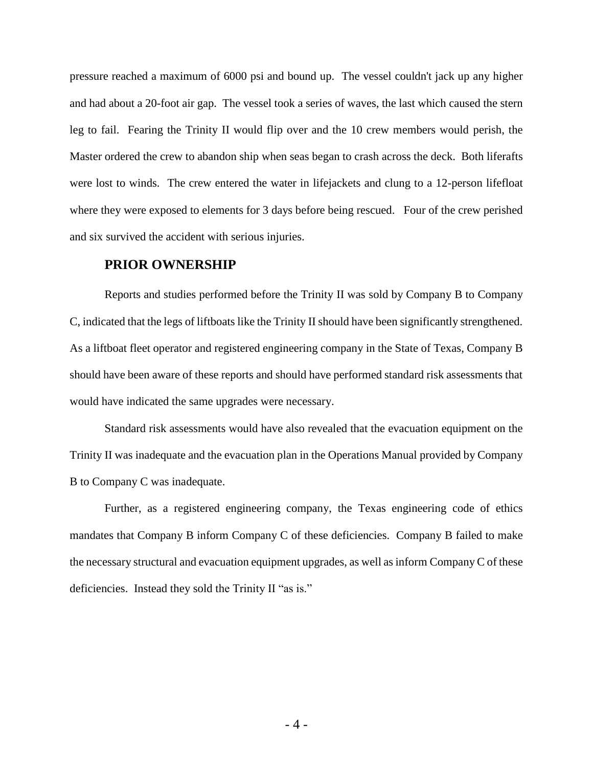pressure reached a maximum of 6000 psi and bound up. The vessel couldn't jack up any higher and had about a 20-foot air gap. The vessel took a series of waves, the last which caused the stern leg to fail. Fearing the Trinity II would flip over and the 10 crew members would perish, the Master ordered the crew to abandon ship when seas began to crash across the deck. Both liferafts were lost to winds. The crew entered the water in lifejackets and clung to a 12-person lifefloat where they were exposed to elements for 3 days before being rescued. Four of the crew perished and six survived the accident with serious injuries.

## PRIOR OWNERSHIP

Reports and studies performed before the Trinity II was sold by Company B to Company C, indicated that the legs of liftboats like the Trinity II should have been significantly strengthened. As a liftboat fleet operator and registered engineering company in the State of Texas, Company B should have been aware of these reports and should have performed standard risk assessments that would have indicated the same upgrades were necessary.

Standard risk assessments would have also revealed that the evacuation equipment on the Trinity II was inadequate and the evacuation plan in the Operations Manual provided by Company B to Company C was inadequate.

Further, as a registered engineering company, the Texas engineering code of ethics mandates that Company B inform Company C of these deficiencies. Company B failed to make the necessary structural and evacuation equipment upgrades, as well as inform Company C of these deficiencies. Instead they sold the Trinity II "as is."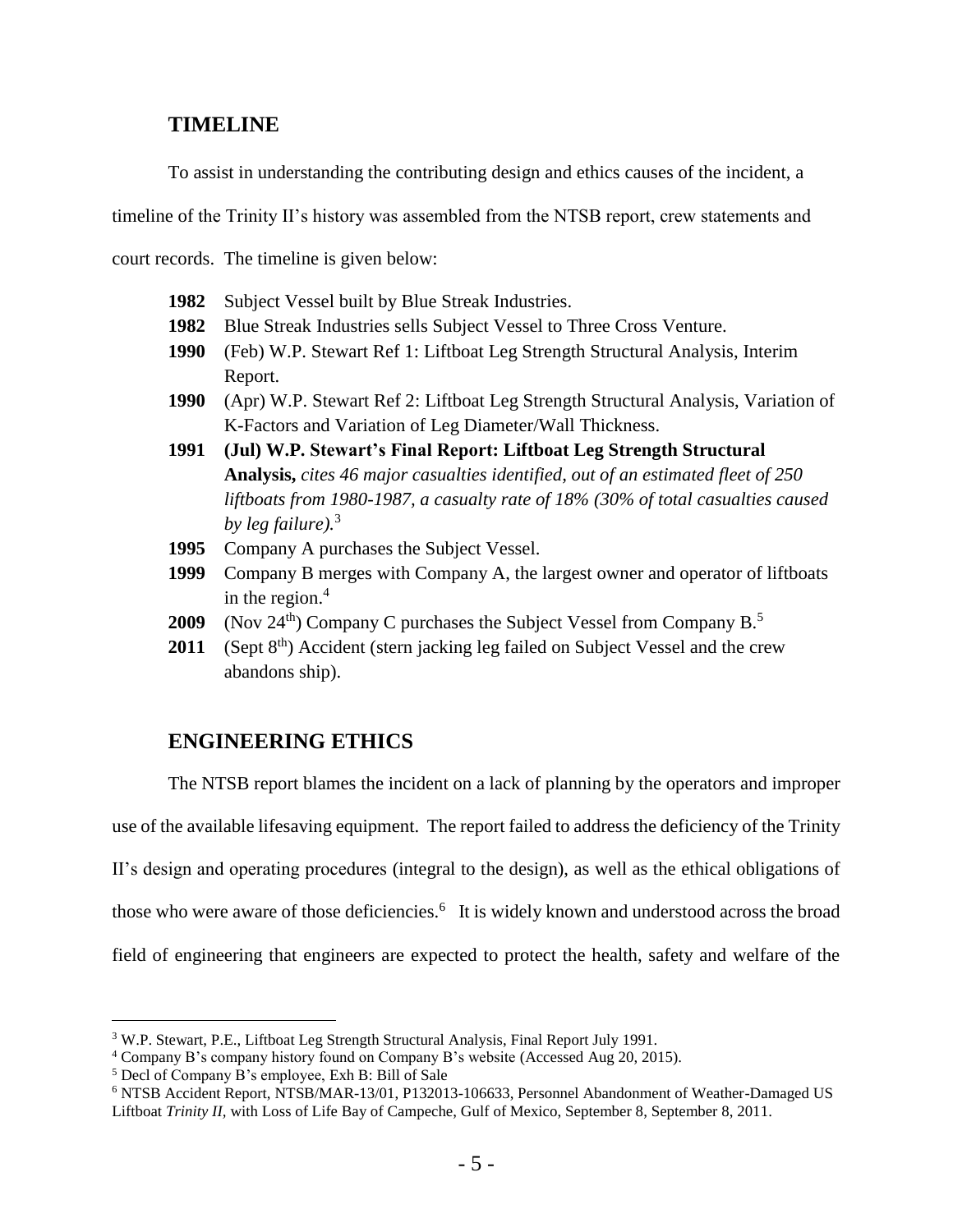## TIMELINE

To assist in understanding the contributing design and ethics causes of the incident, a timeline of the Trinity II's history was assembled from the NTSB report, crew statements and court records. The timeline is given below:

- **1982** Subject Vessel built by Blue Streak Industries.
- **1982** Blue Streak Industries sells Subject Vessel to Three Cross Venture.
- **1990** (Feb) W.P. Stewart Ref 1: Liftboat Leg Strength Structural Analysis, Interim Report.
- **1990** (Apr) W.P. Stewart Ref 2: Liftboat Leg Strength Structural Analysis, Variation of K-Factors and Variation of Leg Diameter/Wall Thickness.
- **1991** **(Jul) W.P. Stewart's Final Report: Liftboat Leg Strength Structural Analysis,** *cites 46 major casualties identified, out of an estimated fleet of 250 liftboats from 1980-1987, a casualty rate of 18% (30% of total casualties caused by leg failure).*[3]
- **1995** Company A purchases the Subject Vessel.
- **1999** Company B merges with Company A, the largest owner and operator of liftboats in the region.[4]
- **2009** (Nov 24th) Company C purchases the Subject Vessel from Company B.[5]
- **2011** (Sept 8th) Accident (stern jacking leg failed on Subject Vessel and the crew abandons ship).

## ENGINEERING ETHICS

The NTSB report blames the incident on a lack of planning by the operators and improper use of the available lifesaving equipment. The report failed to address the deficiency of the Trinity II's design and operating procedures (integral to the design), as well as the ethical obligations of those who were aware of those deficiencies.[6] It is widely known and understood across the broad field of engineering that engineers are expected to protect the health, safety and welfare of the

---

[3] W.P. Stewart, P.E., Liftboat Leg Strength Structural Analysis, Final Report July 1991.

[4] Company B's company history found on Company B's website (Accessed Aug 20, 2015).

[5] Decl of Company B's employee, Exh B: Bill of Sale

[6] NTSB Accident Report, NTSB/MAR-13/01, P132013-106633, Personnel Abandonment of Weather-Damaged US Liftboat *Trinity II,* with Loss of Life Bay of Campeche, Gulf of Mexico, September 8, September 8, 2011.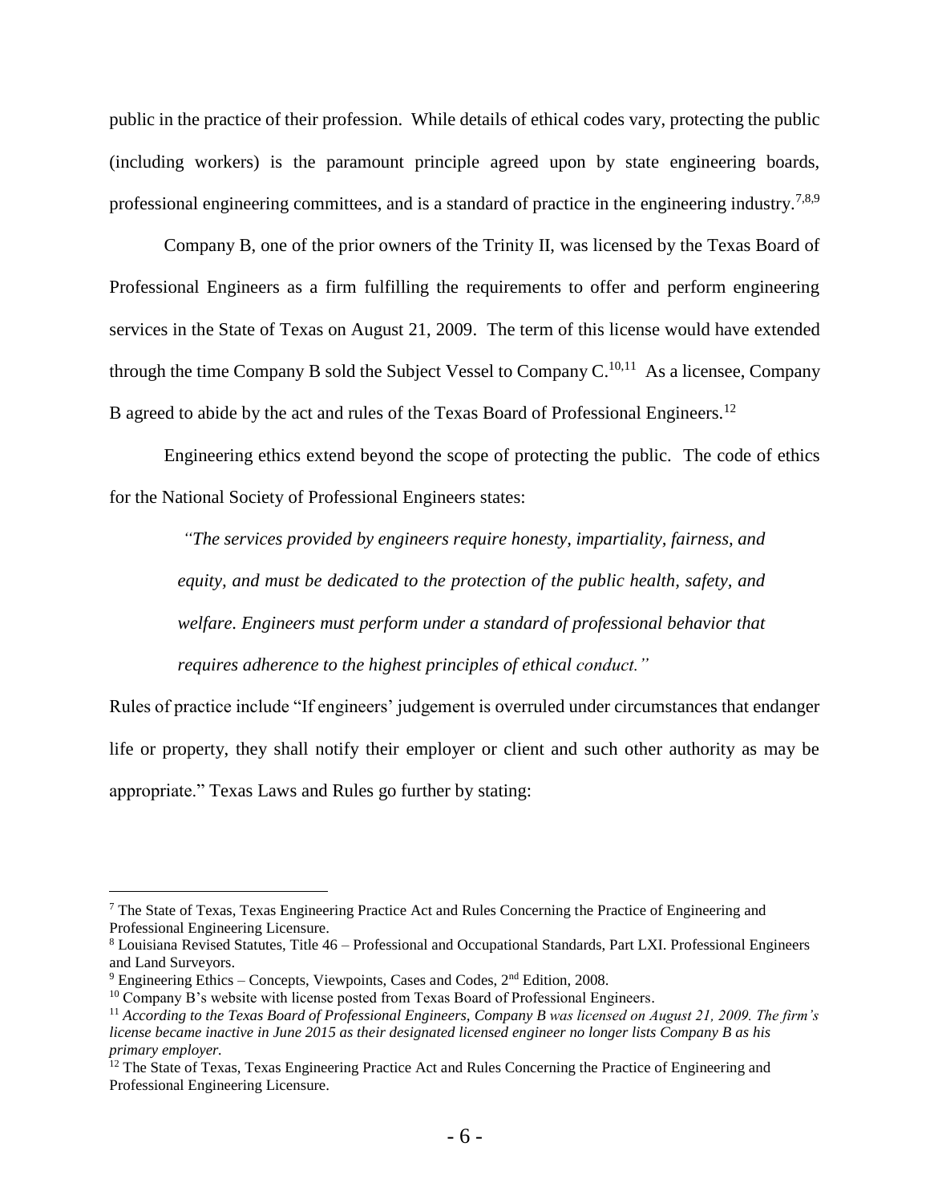public in the practice of their profession. While details of ethical codes vary, protecting the public (including workers) is the paramount principle agreed upon by state engineering boards, professional engineering committees, and is a standard of practice in the engineering industry.[7,8,9]

Company B, one of the prior owners of the Trinity II, was licensed by the Texas Board of Professional Engineers as a firm fulfilling the requirements to offer and perform engineering services in the State of Texas on August 21, 2009. The term of this license would have extended through the time Company B sold the Subject Vessel to Company C.[10,11] As a licensee, Company B agreed to abide by the act and rules of the Texas Board of Professional Engineers.[12]

Engineering ethics extend beyond the scope of protecting the public. The code of ethics for the National Society of Professional Engineers states:

> *"The services provided by engineers require honesty, impartiality, fairness, and equity, and must be dedicated to the protection of the public health, safety, and welfare. Engineers must perform under a standard of professional behavior that requires adherence to the highest principles of ethical conduct."*

Rules of practice include "If engineers' judgement is overruled under circumstances that endanger life or property, they shall notify their employer or client and such other authority as may be appropriate." Texas Laws and Rules go further by stating:

---

[7] The State of Texas, Texas Engineering Practice Act and Rules Concerning the Practice of Engineering and Professional Engineering Licensure.

[8] Louisiana Revised Statutes, Title 46 – Professional and Occupational Standards, Part LXI. Professional Engineers and Land Surveyors.

[9] Engineering Ethics – Concepts, Viewpoints, Cases and Codes, 2nd Edition, 2008.

[10] Company B's website with license posted from Texas Board of Professional Engineers.

[11] *According to the Texas Board of Professional Engineers, Company B was licensed on August 21, 2009. The firm's license became inactive in June 2015 as their designated licensed engineer no longer lists Company B as his primary employer.*

[12] The State of Texas, Texas Engineering Practice Act and Rules Concerning the Practice of Engineering and Professional Engineering Licensure.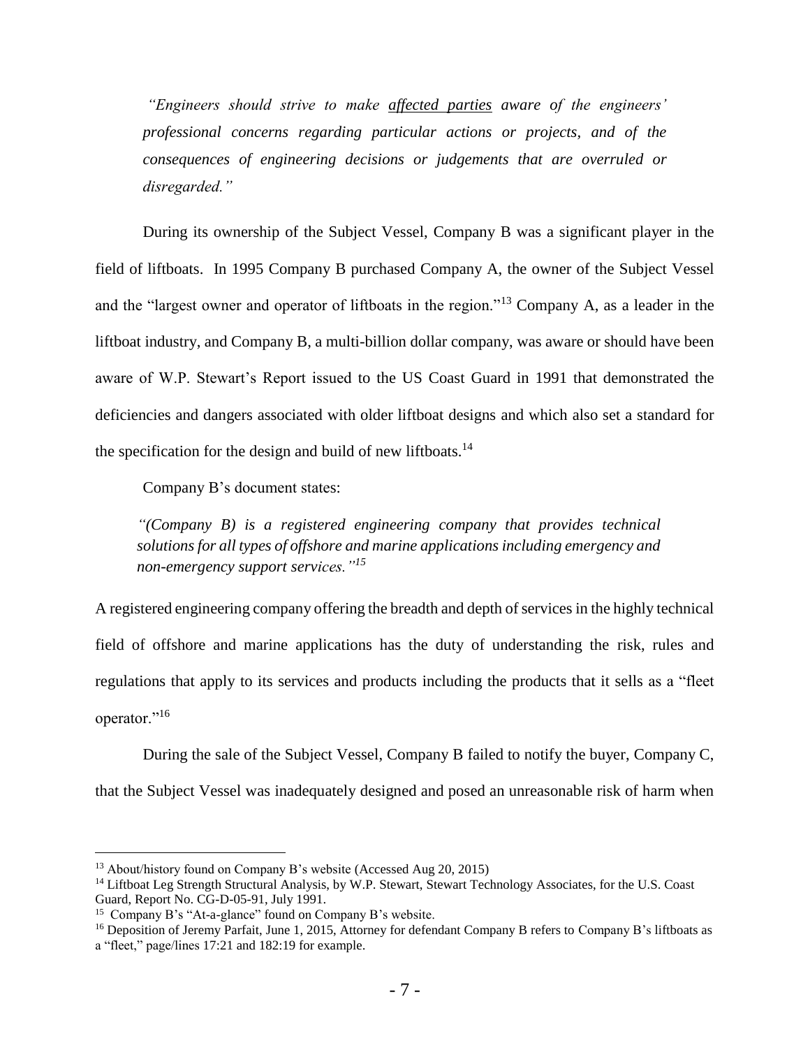> *"Engineers should strive to make <u>affected parties</u> aware of the engineers' professional concerns regarding particular actions or projects, and of the consequences of engineering decisions or judgements that are overruled or disregarded."*

During its ownership of the Subject Vessel, Company B was a significant player in the field of liftboats. In 1995 Company B purchased Company A, the owner of the Subject Vessel and the "largest owner and operator of liftboats in the region."[13] Company A, as a leader in the liftboat industry, and Company B, a multi-billion dollar company, was aware or should have been aware of W.P. Stewart's Report issued to the US Coast Guard in 1991 that demonstrated the deficiencies and dangers associated with older liftboat designs and which also set a standard for the specification for the design and build of new liftboats.[14]

Company B's document states:

> *"(Company B) is a registered engineering company that provides technical solutions for all types of offshore and marine applications including emergency and non-emergency support services."*[15]

A registered engineering company offering the breadth and depth of services in the highly technical field of offshore and marine applications has the duty of understanding the risk, rules and regulations that apply to its services and products including the products that it sells as a "fleet operator."[16]

During the sale of the Subject Vessel, Company B failed to notify the buyer, Company C, that the Subject Vessel was inadequately designed and posed an unreasonable risk of harm when

---

[13] About/history found on Company B's website (Accessed Aug 20, 2015)

[14] Liftboat Leg Strength Structural Analysis, by W.P. Stewart, Stewart Technology Associates, for the U.S. Coast Guard, Report No. CG-D-05-91, July 1991.

[15] Company B's "At-a-glance" found on Company B's website.

[16] Deposition of Jeremy Parfait, June 1, 2015, Attorney for defendant Company B refers to Company B's liftboats as a "fleet," page/lines 17:21 and 182:19 for example.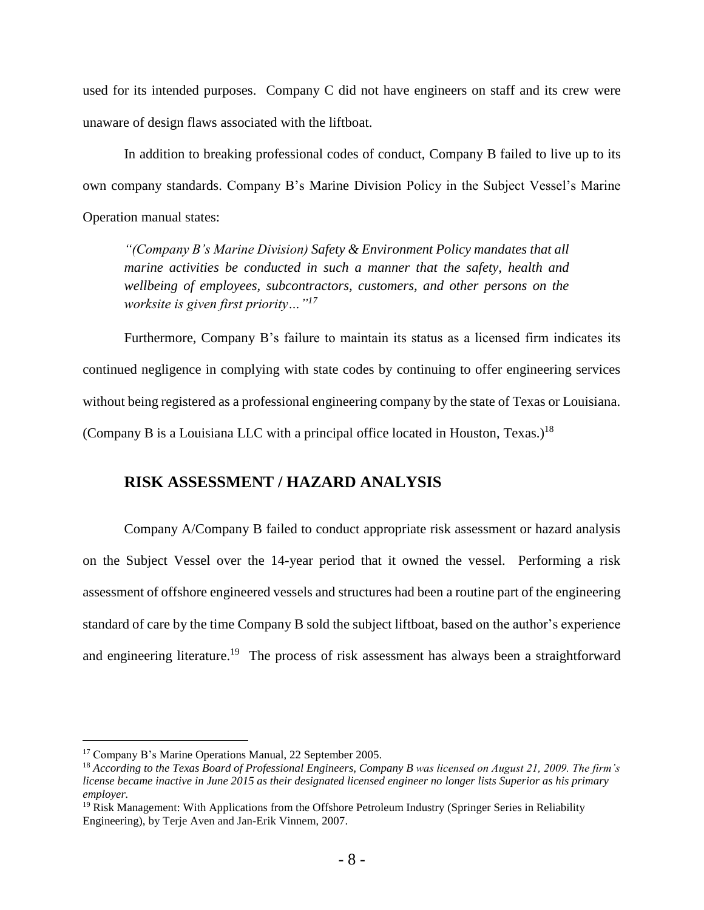used for its intended purposes. Company C did not have engineers on staff and its crew were unaware of design flaws associated with the liftboat.

In addition to breaking professional codes of conduct, Company B failed to live up to its own company standards. Company B's Marine Division Policy in the Subject Vessel's Marine Operation manual states:

> *"(Company B's Marine Division) Safety & Environment Policy mandates that all marine activities be conducted in such a manner that the safety, health and wellbeing of employees, subcontractors, customers, and other persons on the worksite is given first priority…"*[17]

Furthermore, Company B's failure to maintain its status as a licensed firm indicates its continued negligence in complying with state codes by continuing to offer engineering services without being registered as a professional engineering company by the state of Texas or Louisiana. (Company B is a Louisiana LLC with a principal office located in Houston, Texas.)[18]

## RISK ASSESSMENT / HAZARD ANALYSIS

Company A/Company B failed to conduct appropriate risk assessment or hazard analysis on the Subject Vessel over the 14-year period that it owned the vessel. Performing a risk assessment of offshore engineered vessels and structures had been a routine part of the engineering standard of care by the time Company B sold the subject liftboat, based on the author's experience and engineering literature.[19] The process of risk assessment has always been a straightforward

---

[17] Company B's Marine Operations Manual, 22 September 2005.

[18] *According to the Texas Board of Professional Engineers, Company B was licensed on August 21, 2009. The firm's license became inactive in June 2015 as their designated licensed engineer no longer lists Superior as his primary employer.*

[19] Risk Management: With Applications from the Offshore Petroleum Industry (Springer Series in Reliability Engineering), by Terje Aven and Jan-Erik Vinnem, 2007.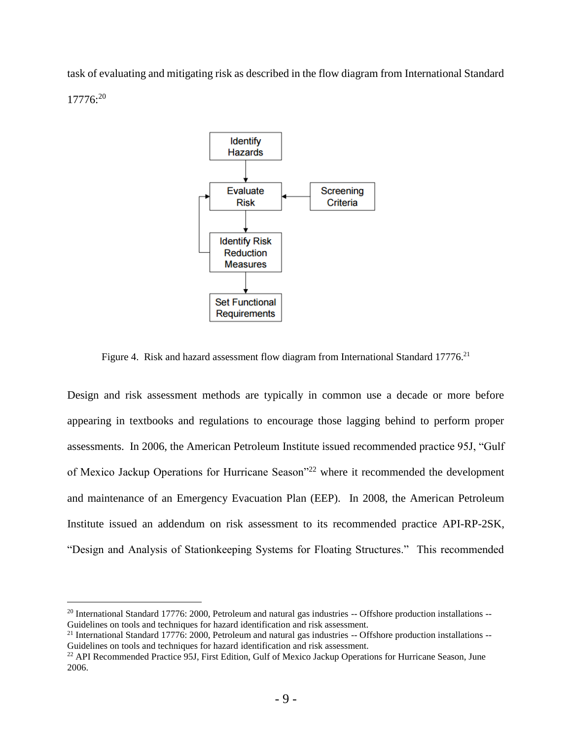task of evaluating and mitigating risk as described in the flow diagram from International Standard 17776:[20]

Figure 4. Risk and hazard assessment flow diagram from International Standard 17776.[21]

Design and risk assessment methods are typically in common use a decade or more before appearing in textbooks and regulations to encourage those lagging behind to perform proper assessments. In 2006, the American Petroleum Institute issued recommended practice 95J, "Gulf of Mexico Jackup Operations for Hurricane Season"[22] where it recommended the development and maintenance of an Emergency Evacuation Plan (EEP). In 2008, the American Petroleum Institute issued an addendum on risk assessment to its recommended practice API-RP-2SK, "Design and Analysis of Stationkeeping Systems for Floating Structures." This recommended

---

[20] International Standard 17776: 2000, Petroleum and natural gas industries -- Offshore production installations -- Guidelines on tools and techniques for hazard identification and risk assessment.

[21] International Standard 17776: 2000, Petroleum and natural gas industries -- Offshore production installations -- Guidelines on tools and techniques for hazard identification and risk assessment.

[22] API Recommended Practice 95J, First Edition, Gulf of Mexico Jackup Operations for Hurricane Season, June 2006.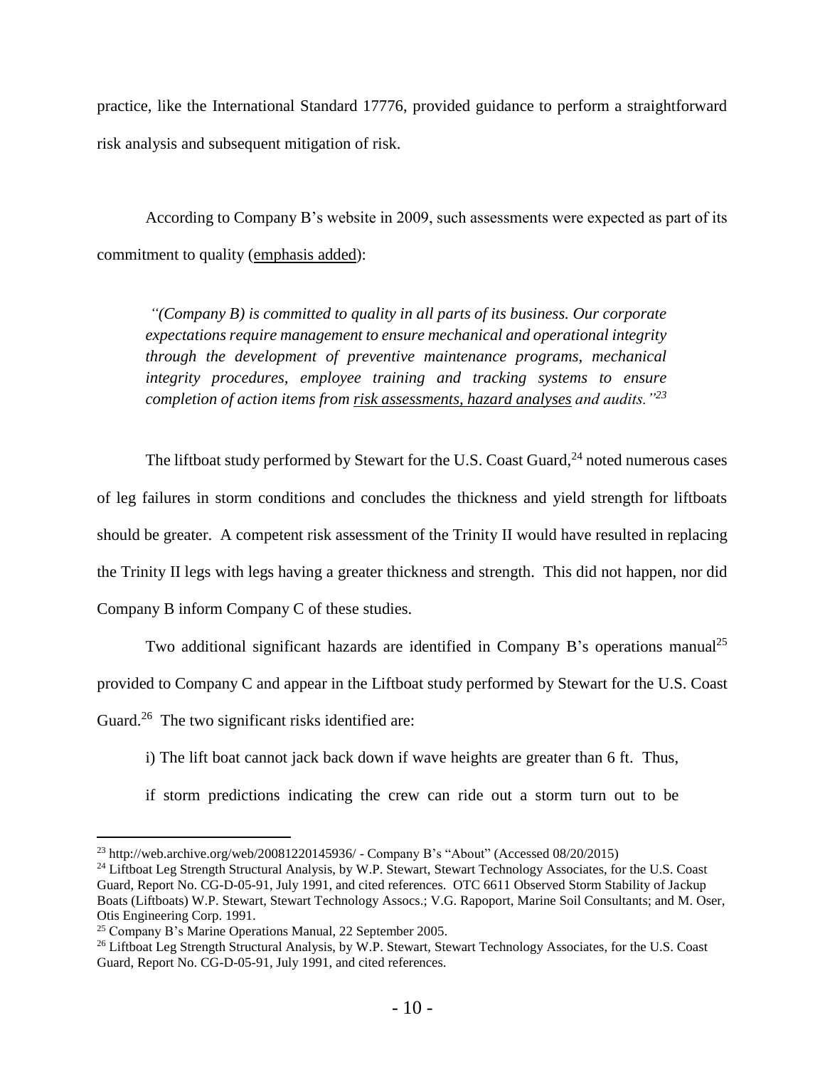practice, like the International Standard 17776, provided guidance to perform a straightforward risk analysis and subsequent mitigation of risk.

According to Company B's website in 2009, such assessments were expected as part of its commitment to quality (emphasis added):

> *"(Company B) is committed to quality in all parts of its business. Our corporate expectations require management to ensure mechanical and operational integrity through the development of preventive maintenance programs, mechanical integrity procedures, employee training and tracking systems to ensure completion of action items from risk assessments, hazard analyses and audits."*[23]

The liftboat study performed by Stewart for the U.S. Coast Guard,[24] noted numerous cases of leg failures in storm conditions and concludes the thickness and yield strength for liftboats should be greater. A competent risk assessment of the Trinity II would have resulted in replacing the Trinity II legs with legs having a greater thickness and strength. This did not happen, nor did Company B inform Company C of these studies.

Two additional significant hazards are identified in Company B's operations manual[25] provided to Company C and appear in the Liftboat study performed by Stewart for the U.S. Coast Guard.[26] The two significant risks identified are:

i) The lift boat cannot jack back down if wave heights are greater than 6 ft. Thus, if storm predictions indicating the crew can ride out a storm turn out to be

---

[23] http://web.archive.org/web/20081220145936/ - Company B's "About" (Accessed 08/20/2015)

[24] Liftboat Leg Strength Structural Analysis, by W.P. Stewart, Stewart Technology Associates, for the U.S. Coast Guard, Report No. CG-D-05-91, July 1991, and cited references. OTC 6611 Observed Storm Stability of Jackup Boats (Liftboats) W.P. Stewart, Stewart Technology Assocs.; V.G. Rapoport, Marine Soil Consultants; and M. Oser, Otis Engineering Corp. 1991.

[25] Company B's Marine Operations Manual, 22 September 2005.

[26] Liftboat Leg Strength Structural Analysis, by W.P. Stewart, Stewart Technology Associates, for the U.S. Coast Guard, Report No. CG-D-05-91, July 1991, and cited references.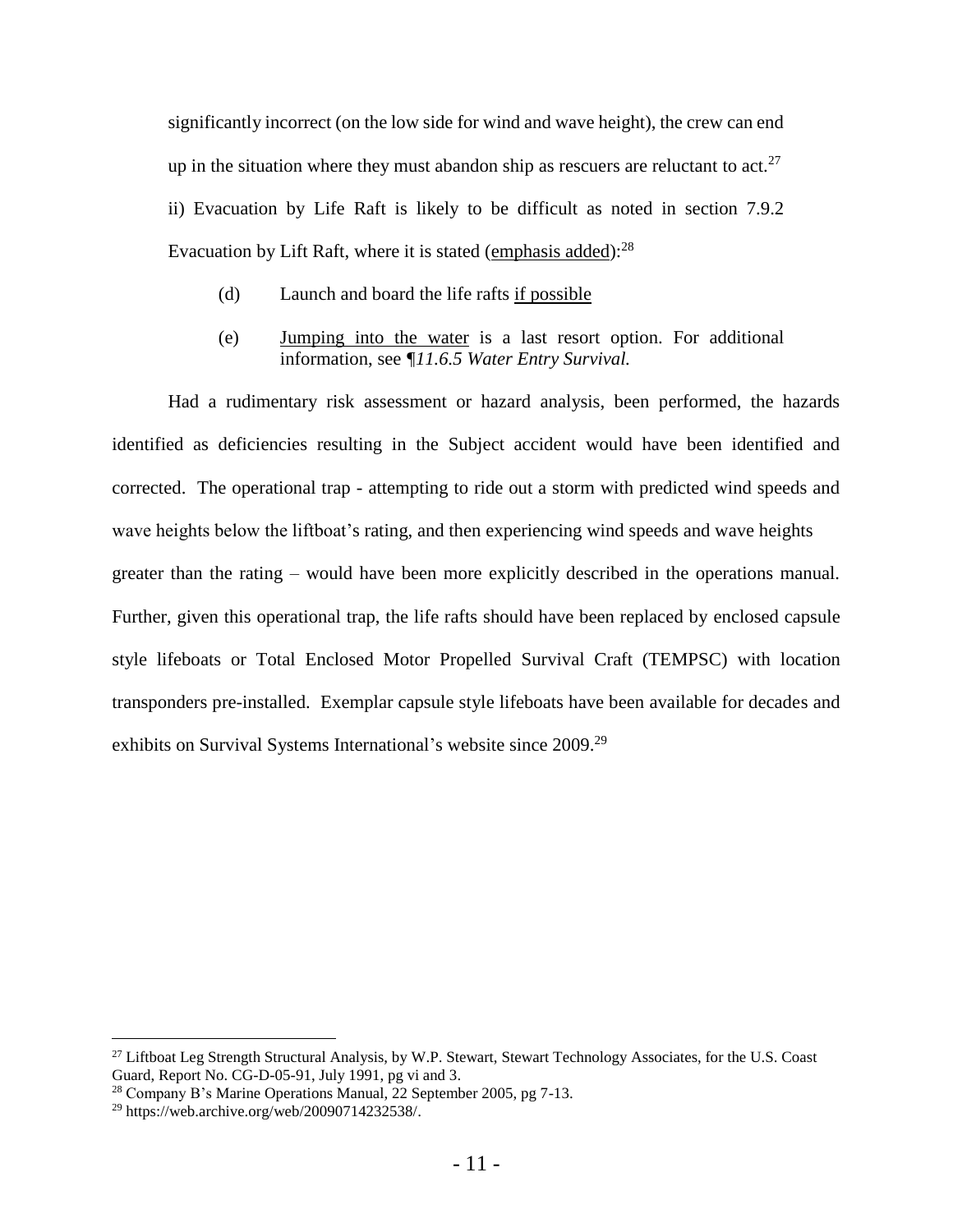significantly incorrect (on the low side for wind and wave height), the crew can end up in the situation where they must abandon ship as rescuers are reluctant to act.[27]

ii) Evacuation by Life Raft is likely to be difficult as noted in section 7.9.2 Evacuation by Lift Raft, where it is stated (<u>emphasis added</u>):[28]

> (d) Launch and board the life rafts <u>if possible</u>
>
> (e) <u>Jumping into the water</u> is a last resort option. For additional information, see *¶11.6.5 Water Entry Survival.*

Had a rudimentary risk assessment or hazard analysis, been performed, the hazards identified as deficiencies resulting in the Subject accident would have been identified and corrected. The operational trap - attempting to ride out a storm with predicted wind speeds and wave heights below the liftboat's rating, and then experiencing wind speeds and wave heights greater than the rating – would have been more explicitly described in the operations manual. Further, given this operational trap, the life rafts should have been replaced by enclosed capsule style lifeboats or Total Enclosed Motor Propelled Survival Craft (TEMPSC) with location transponders pre-installed. Exemplar capsule style lifeboats have been available for decades and exhibits on Survival Systems International's website since 2009.[29]

---

[27] Liftboat Leg Strength Structural Analysis, by W.P. Stewart, Stewart Technology Associates, for the U.S. Coast Guard, Report No. CG-D-05-91, July 1991, pg vi and 3.

[28] Company B's Marine Operations Manual, 22 September 2005, pg 7-13.

[29] https://web.archive.org/web/20090714232538/.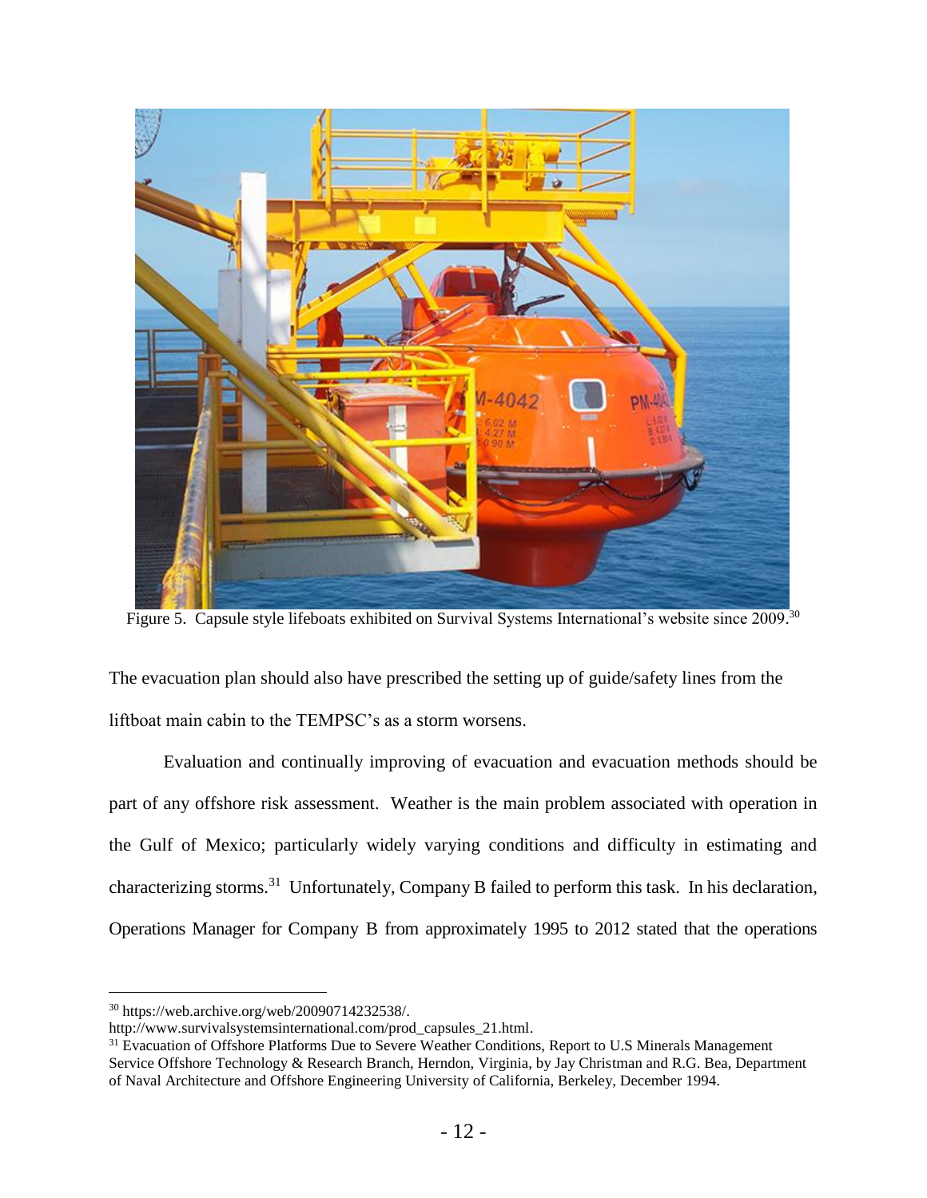Figure 5. Capsule style lifeboats exhibited on Survival Systems International's website since 2009.[30]

The evacuation plan should also have prescribed the setting up of guide/safety lines from the liftboat main cabin to the TEMPSC's as a storm worsens.

Evaluation and continually improving of evacuation and evacuation methods should be part of any offshore risk assessment. Weather is the main problem associated with operation in the Gulf of Mexico; particularly widely varying conditions and difficulty in estimating and characterizing storms.[31] Unfortunately, Company B failed to perform this task. In his declaration, Operations Manager for Company B from approximately 1995 to 2012 stated that the operations

---

[30] https://web.archive.org/web/20090714232538/. http://www.survivalsystemsinternational.com/prod_capsules_21.html.

[31] Evacuation of Offshore Platforms Due to Severe Weather Conditions, Report to U.S Minerals Management Service Offshore Technology & Research Branch, Herndon, Virginia, by Jay Christman and R.G. Bea, Department of Naval Architecture and Offshore Engineering University of California, Berkeley, December 1994.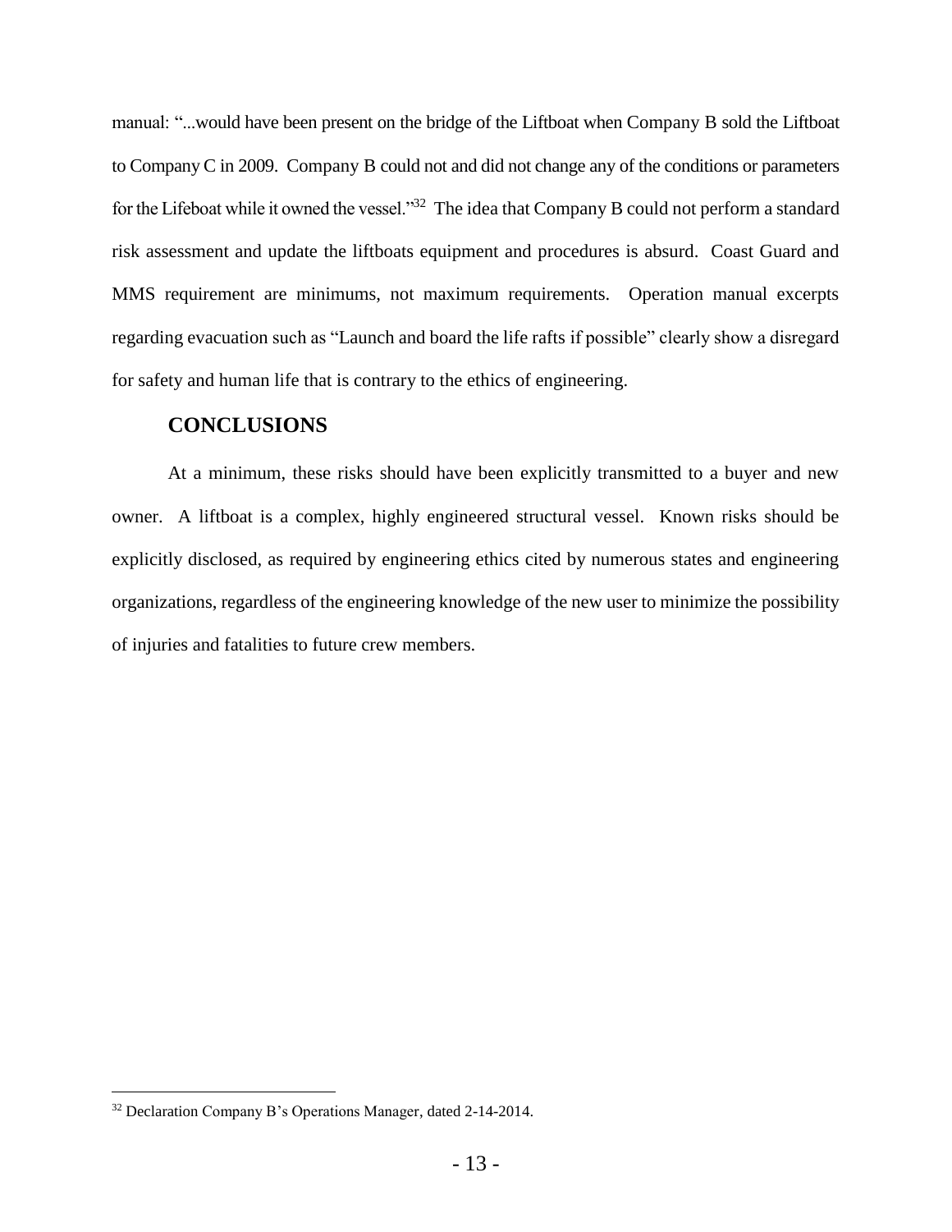manual: "...would have been present on the bridge of the Liftboat when Company B sold the Liftboat to Company C in 2009. Company B could not and did not change any of the conditions or parameters for the Lifeboat while it owned the vessel."[32] The idea that Company B could not perform a standard risk assessment and update the liftboats equipment and procedures is absurd. Coast Guard and MMS requirement are minimums, not maximum requirements. Operation manual excerpts regarding evacuation such as "Launch and board the life rafts if possible" clearly show a disregard for safety and human life that is contrary to the ethics of engineering.

## CONCLUSIONS

At a minimum, these risks should have been explicitly transmitted to a buyer and new owner. A liftboat is a complex, highly engineered structural vessel. Known risks should be explicitly disclosed, as required by engineering ethics cited by numerous states and engineering organizations, regardless of the engineering knowledge of the new user to minimize the possibility of injuries and fatalities to future crew members.

---

[32] Declaration Company B's Operations Manager, dated 2-14-2014.